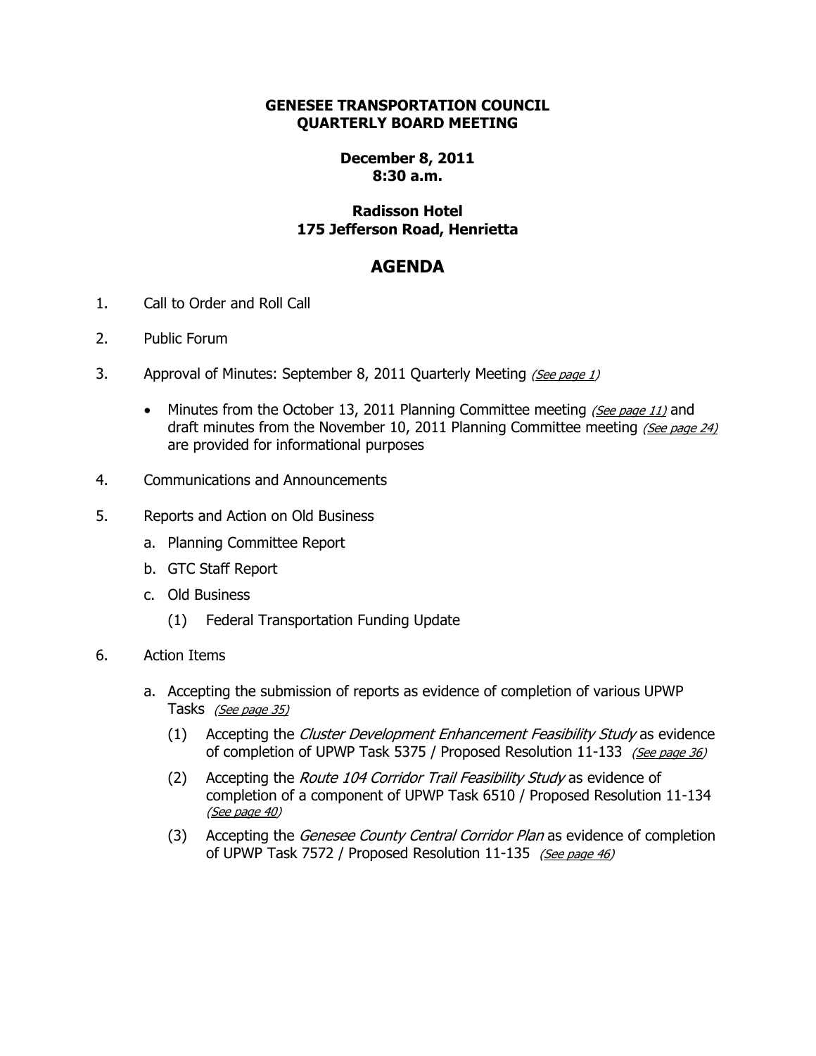**GENESEE TRANSPORTATION COUNCIL**
**QUARTERLY BOARD MEETING**

**December 8, 2011**
**8:30 a.m.**

**Radisson Hotel**
**175 Jefferson Road, Henrietta**

# AGENDA

1. Call to Order and Roll Call

2. Public Forum

3. Approval of Minutes: September 8, 2011 Quarterly Meeting *(See page 1)*

   - Minutes from the October 13, 2011 Planning Committee meeting *(See page 11)* and draft minutes from the November 10, 2011 Planning Committee meeting *(See page 24)* are provided for informational purposes

4. Communications and Announcements

5. Reports and Action on Old Business

   a. Planning Committee Report

   b. GTC Staff Report

   c. Old Business

      (1) Federal Transportation Funding Update

6. Action Items

   a. Accepting the submission of reports as evidence of completion of various UPWP Tasks *(See page 35)*

      (1) Accepting the *Cluster Development Enhancement Feasibility Study* as evidence of completion of UPWP Task 5375 / Proposed Resolution 11-133 *(See page 36)*

      (2) Accepting the *Route 104 Corridor Trail Feasibility Study* as evidence of completion of a component of UPWP Task 6510 / Proposed Resolution 11-134 *(See page 40)*

      (3) Accepting the *Genesee County Central Corridor Plan* as evidence of completion of UPWP Task 7572 / Proposed Resolution 11-135 *(See page 46)*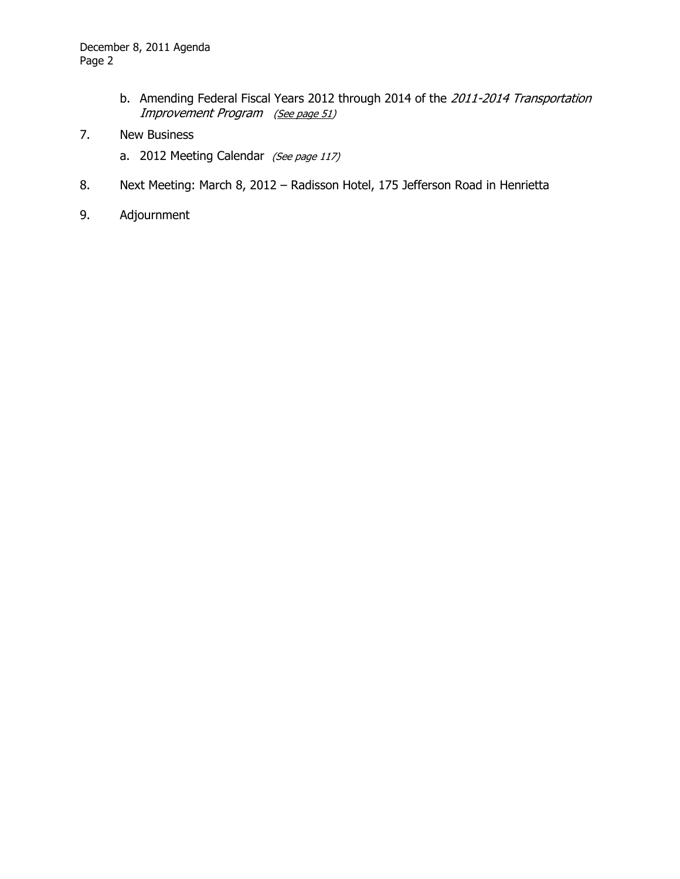b. Amending Federal Fiscal Years 2012 through 2014 of the *2011-2014 Transportation Improvement Program* *(See page 51)*

7. New Business

   a. 2012 Meeting Calendar *(See page 117)*

8. Next Meeting: March 8, 2012 – Radisson Hotel, 175 Jefferson Road in Henrietta

9. Adjournment